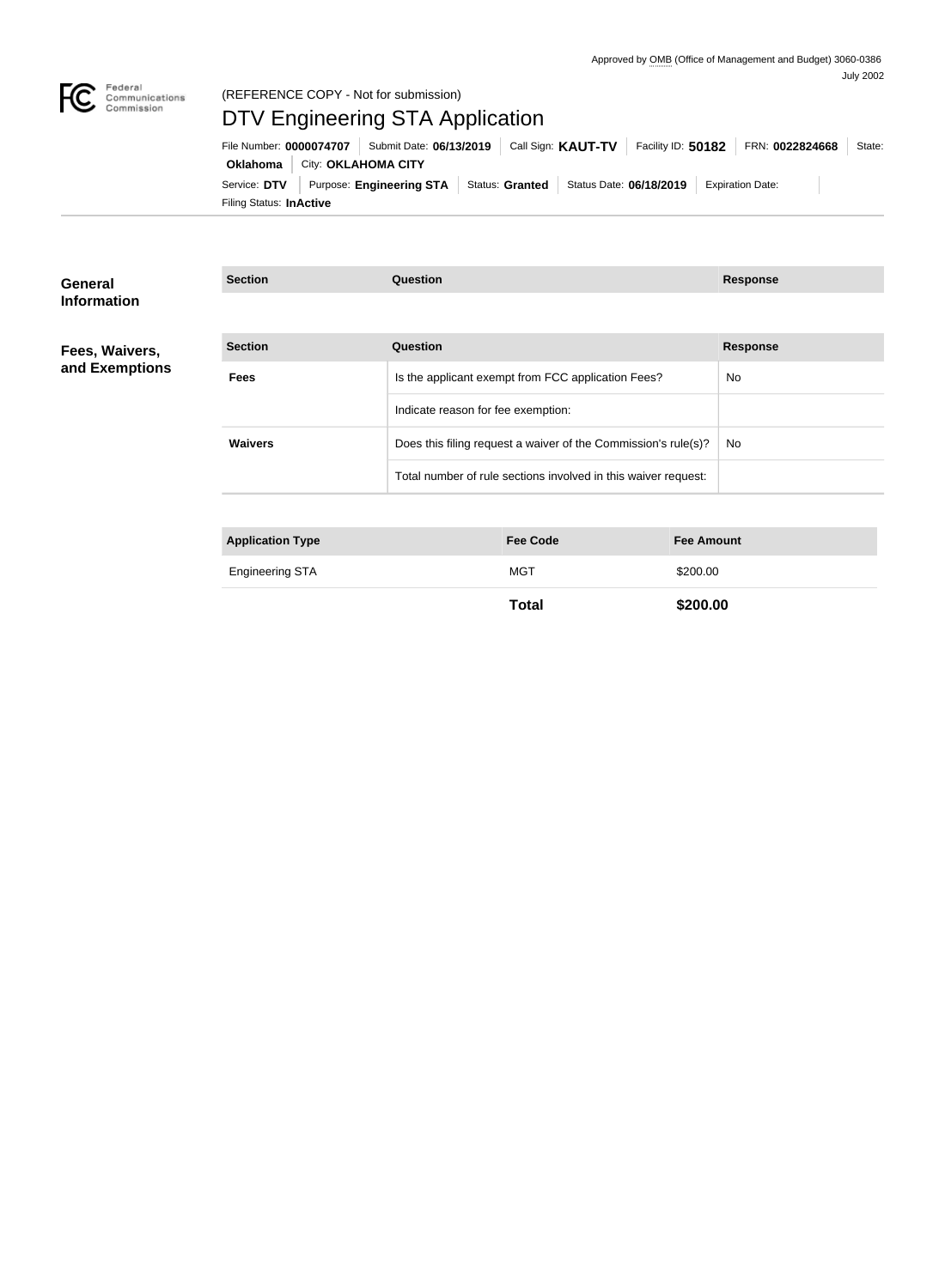Approved by OMB (Office of Management and Budget) 3060-0386
July 2002

Federal Communications Commission

(REFERENCE COPY - Not for submission)

# DTV Engineering STA Application

File Number: **0000074707** | Submit Date: **06/13/2019** | Call Sign: **KAUT-TV** | Facility ID: **50182** | FRN: **0022824668** | State: **Oklahoma** | City: **OKLAHOMA CITY**

Service: **DTV** | Purpose: **Engineering STA** | Status: **Granted** | Status Date: **06/18/2019** | Expiration Date:

Filing Status: **InActive**

## General Information

| Section | Question | Response |
|---|---|---|

## Fees, Waivers, and Exemptions

| Section | Question | Response |
|---|---|---|
| **Fees** | Is the applicant exempt from FCC application Fees? | No |
| | Indicate reason for fee exemption: | |
| **Waivers** | Does this filing request a waiver of the Commission's rule(s)? | No |
| | Total number of rule sections involved in this waiver request: | |

| Application Type | Fee Code | Fee Amount |
|---|---|---|
| Engineering STA | MGT | $200.00 |
| | **Total** | **$200.00** |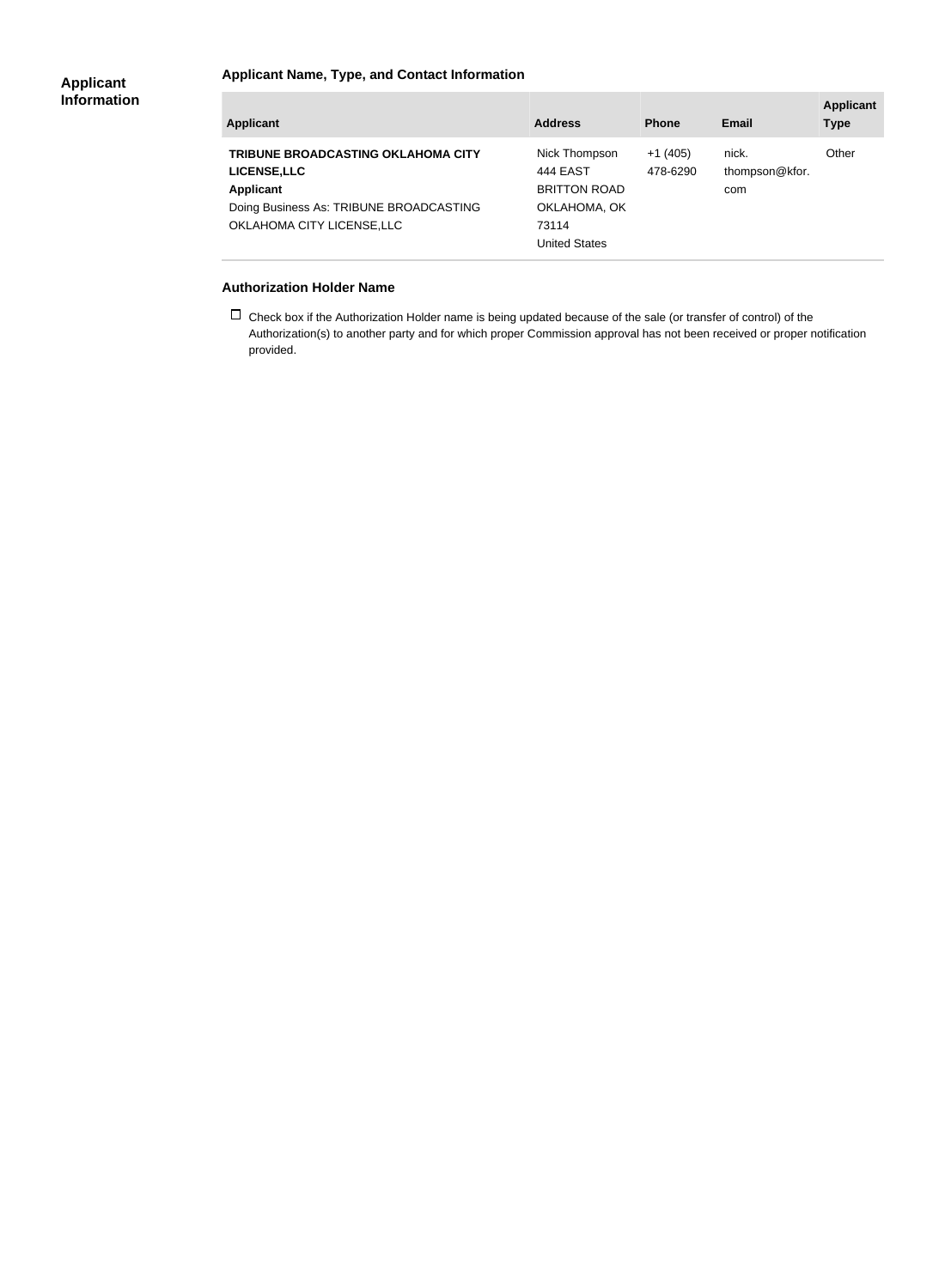## Applicant Information

### Applicant Name, Type, and Contact Information

| Applicant | Address | Phone | Email | Applicant Type |
|---|---|---|---|---|
| **TRIBUNE BROADCASTING OKLAHOMA CITY LICENSE,LLC**<br>**Applicant**<br>Doing Business As: TRIBUNE BROADCASTING OKLAHOMA CITY LICENSE,LLC | Nick Thompson<br>444 EAST BRITTON ROAD<br>OKLAHOMA, OK 73114<br>United States | +1 (405) 478-6290 | nick.thompson@kfor.com | Other |

### Authorization Holder Name

☐ Check box if the Authorization Holder name is being updated because of the sale (or transfer of control) of the Authorization(s) to another party and for which proper Commission approval has not been received or proper notification provided.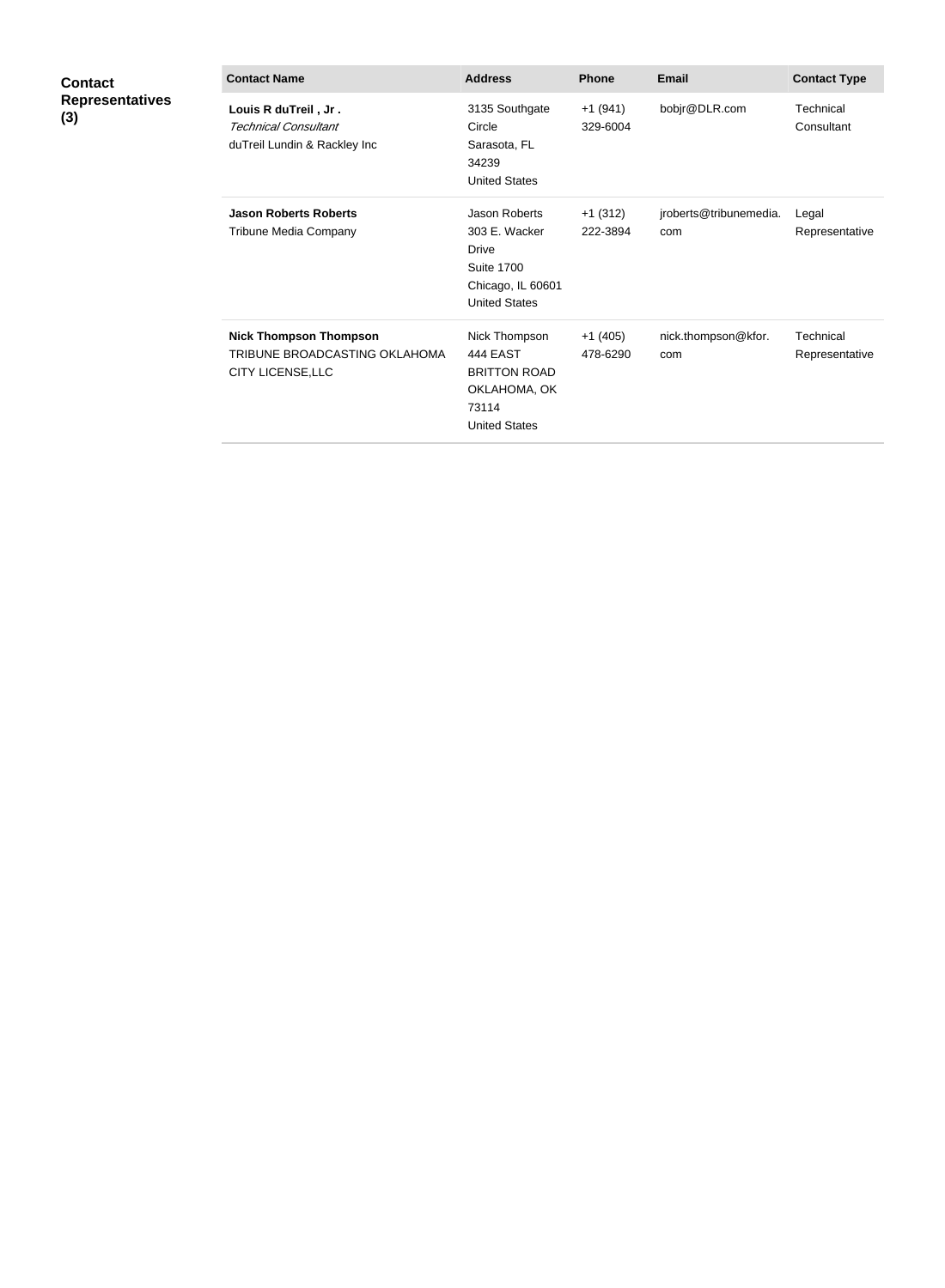**Contact Representatives (3)**

| Contact Name | Address | Phone | Email | Contact Type |
|---|---|---|---|---|
| **Louis R duTreil , Jr .**<br>*Technical Consultant*<br>duTreil Lundin & Rackley Inc | 3135 Southgate Circle<br>Sarasota, FL 34239<br>United States | +1 (941) 329-6004 | bobjr@DLR.com | Technical Consultant |
| **Jason Roberts Roberts**<br>Tribune Media Company | Jason Roberts<br>303 E. Wacker Drive<br>Suite 1700<br>Chicago, IL 60601<br>United States | +1 (312) 222-3894 | jroberts@tribunemedia.com | Legal Representative |
| **Nick Thompson Thompson**<br>TRIBUNE BROADCASTING OKLAHOMA CITY LICENSE,LLC | Nick Thompson<br>444 EAST BRITTON ROAD<br>OKLAHOMA, OK 73114<br>United States | +1 (405) 478-6290 | nick.thompson@kfor.com | Technical Representative |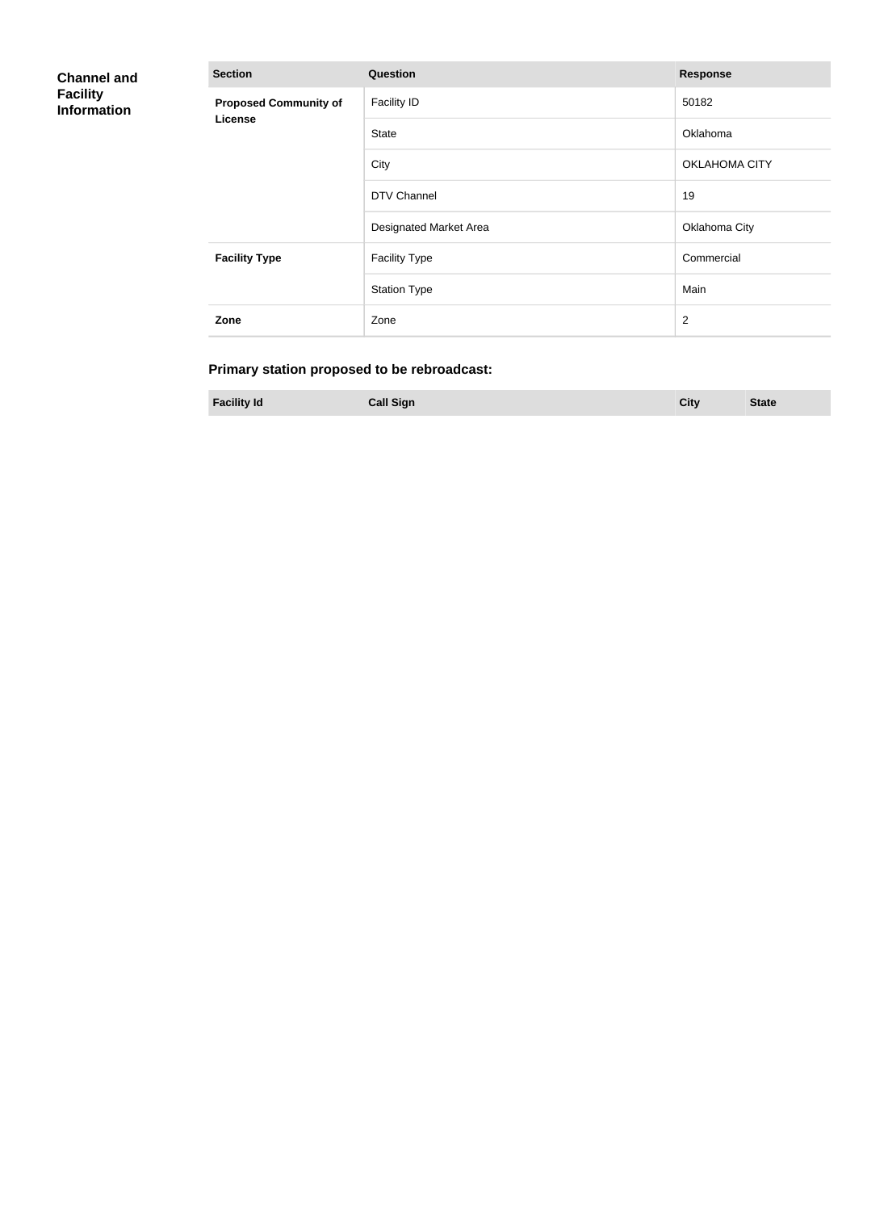## Channel and Facility Information

| Section | Question | Response |
| --- | --- | --- |
| **Proposed Community of License** | Facility ID | 50182 |
| | State | Oklahoma |
| | City | OKLAHOMA CITY |
| | DTV Channel | 19 |
| | Designated Market Area | Oklahoma City |
| **Facility Type** | Facility Type | Commercial |
| | Station Type | Main |
| **Zone** | Zone | 2 |

### Primary station proposed to be rebroadcast:

| Facility Id | Call Sign | City | State |
| --- | --- | --- | --- |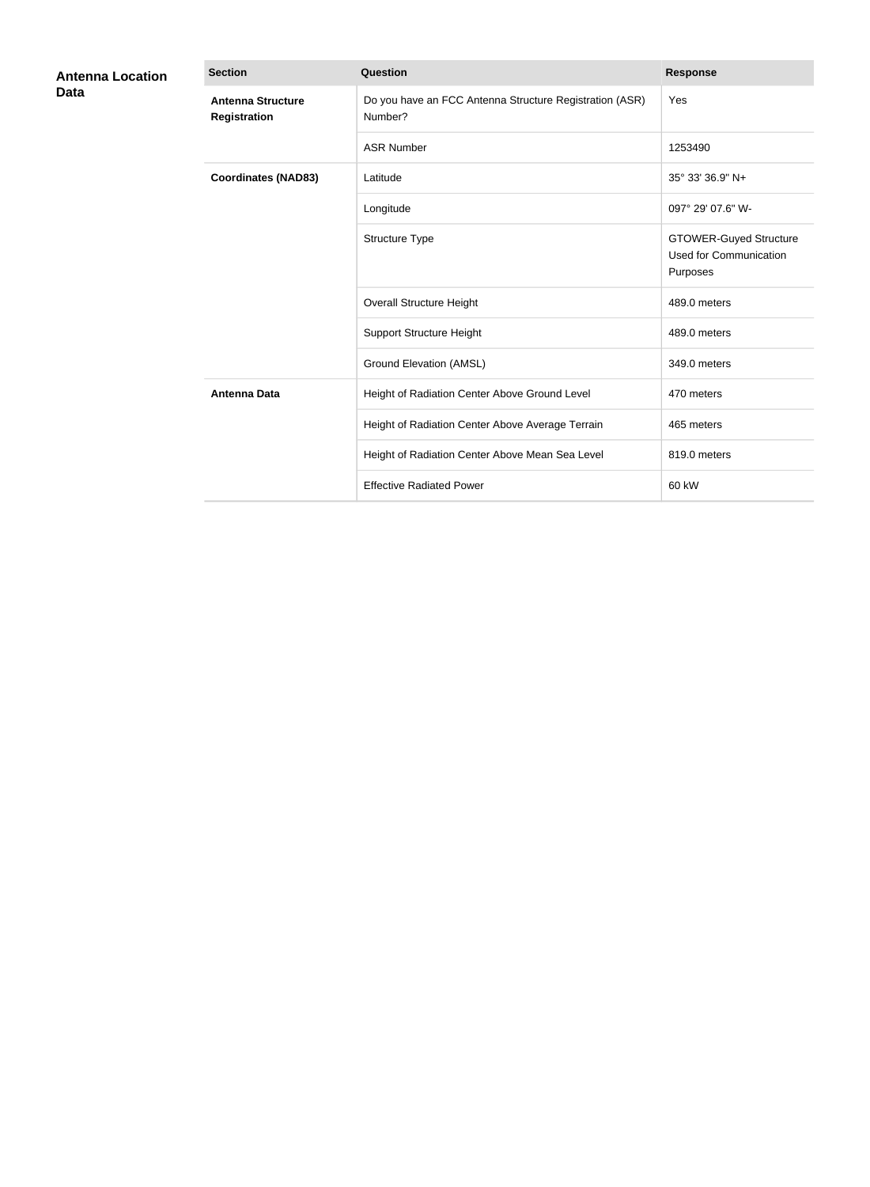## Antenna Location Data

| Section | Question | Response |
|---|---|---|
| **Antenna Structure Registration** | Do you have an FCC Antenna Structure Registration (ASR) Number? | Yes |
| | ASR Number | 1253490 |
| **Coordinates (NAD83)** | Latitude | 35° 33' 36.9" N+ |
| | Longitude | 097° 29' 07.6" W- |
| | Structure Type | GTOWER-Guyed Structure Used for Communication Purposes |
| | Overall Structure Height | 489.0 meters |
| | Support Structure Height | 489.0 meters |
| | Ground Elevation (AMSL) | 349.0 meters |
| **Antenna Data** | Height of Radiation Center Above Ground Level | 470 meters |
| | Height of Radiation Center Above Average Terrain | 465 meters |
| | Height of Radiation Center Above Mean Sea Level | 819.0 meters |
| | Effective Radiated Power | 60 kW |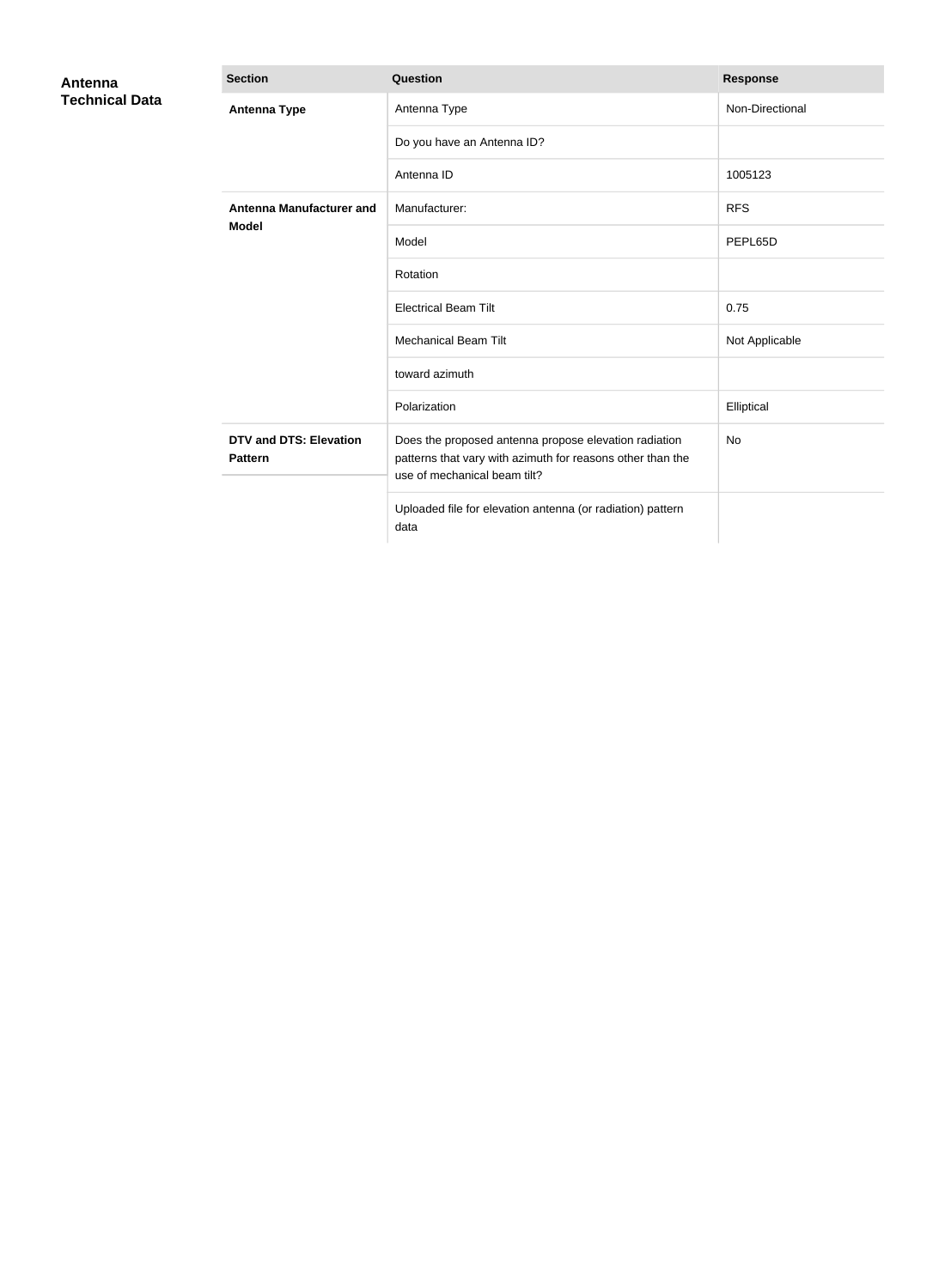## Antenna Technical Data

| Section | Question | Response |
|---|---|---|
| **Antenna Type** | Antenna Type | Non-Directional |
| | Do you have an Antenna ID? | |
| | Antenna ID | 1005123 |
| **Antenna Manufacturer and Model** | Manufacturer: | RFS |
| | Model | PEPL65D |
| | Rotation | |
| | Electrical Beam Tilt | 0.75 |
| | Mechanical Beam Tilt | Not Applicable |
| | toward azimuth | |
| | Polarization | Elliptical |
| **DTV and DTS: Elevation Pattern** | Does the proposed antenna propose elevation radiation patterns that vary with azimuth for reasons other than the use of mechanical beam tilt? | No |
| | Uploaded file for elevation antenna (or radiation) pattern data | |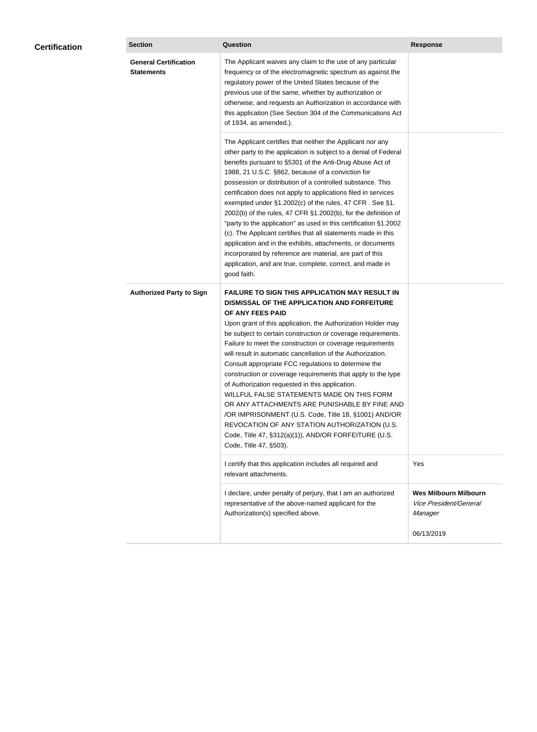## Certification

| Section | Question | Response |
|---|---|---|
| **General Certification Statements** | The Applicant waives any claim to the use of any particular frequency or of the electromagnetic spectrum as against the regulatory power of the United States because of the previous use of the same, whether by authorization or otherwise, and requests an Authorization in accordance with this application (See Section 304 of the Communications Act of 1934, as amended.). | |
| | The Applicant certifies that neither the Applicant nor any other party to the application is subject to a denial of Federal benefits pursuant to §5301 of the Anti-Drug Abuse Act of 1988, 21 U.S.C. §862, because of a conviction for possession or distribution of a controlled substance. This certification does not apply to applications filed in services exempted under §1.2002(c) of the rules, 47 CFR . See §1. 2002(b) of the rules, 47 CFR §1.2002(b), for the definition of "party to the application" as used in this certification §1.2002 (c). The Applicant certifies that all statements made in this application and in the exhibits, attachments, or documents incorporated by reference are material, are part of this application, and are true, complete, correct, and made in good faith. | |
| **Authorized Party to Sign** | **FAILURE TO SIGN THIS APPLICATION MAY RESULT IN DISMISSAL OF THE APPLICATION AND FORFEITURE OF ANY FEES PAID** Upon grant of this application, the Authorization Holder may be subject to certain construction or coverage requirements. Failure to meet the construction or coverage requirements will result in automatic cancellation of the Authorization. Consult appropriate FCC regulations to determine the construction or coverage requirements that apply to the type of Authorization requested in this application. WILLFUL FALSE STATEMENTS MADE ON THIS FORM OR ANY ATTACHMENTS ARE PUNISHABLE BY FINE AND /OR IMPRISONMENT (U.S. Code, Title 18, §1001) AND/OR REVOCATION OF ANY STATION AUTHORIZATION (U.S. Code, Title 47, §312(a)(1)), AND/OR FORFEITURE (U.S. Code, Title 47, §503). | |
| | I certify that this application includes all required and relevant attachments. | Yes |
| | I declare, under penalty of perjury, that I am an authorized representative of the above-named applicant for the Authorization(s) specified above. | **Wes Milbourn Milbourn** *Vice President/General Manager* 06/13/2019 |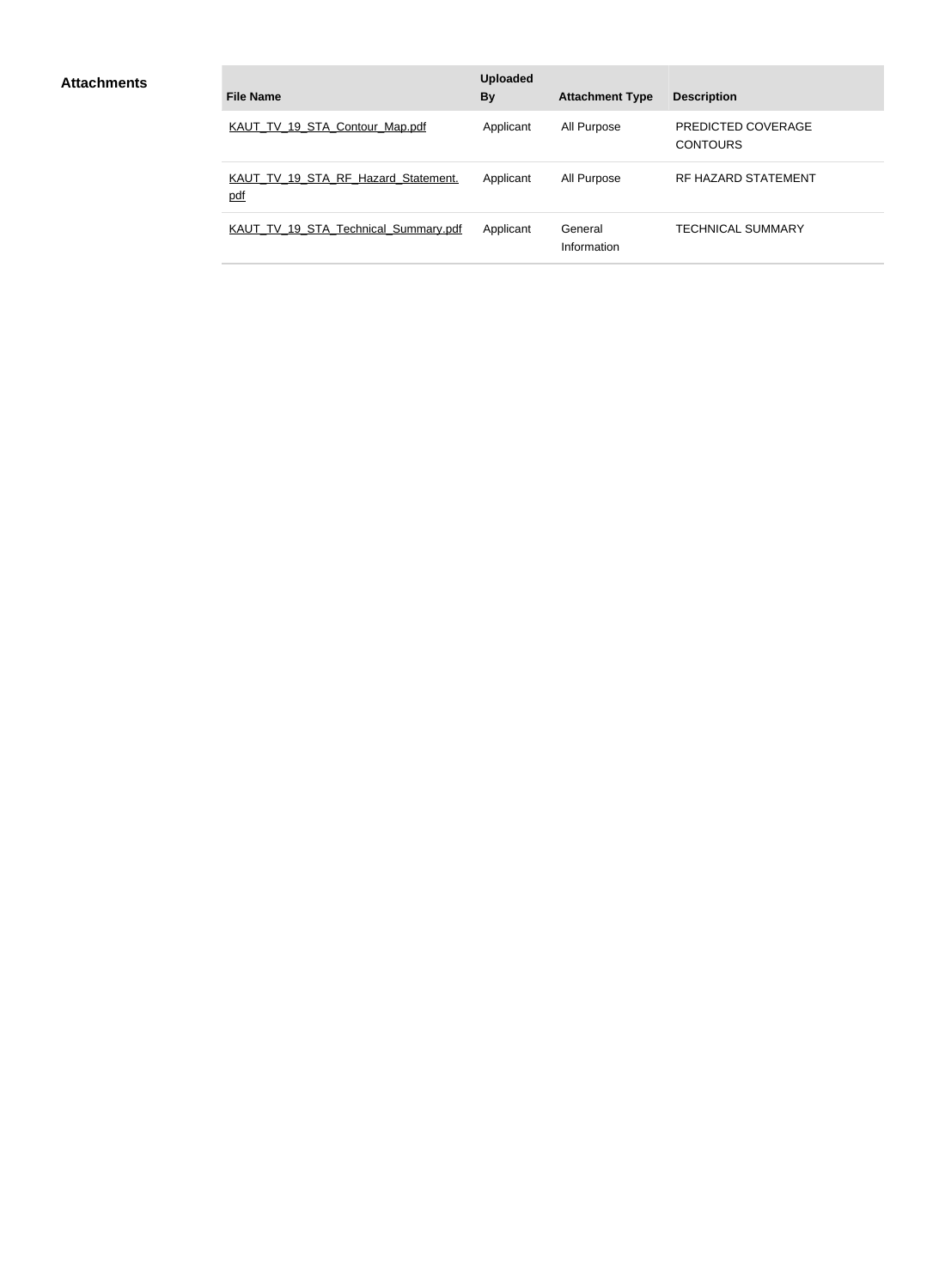**Attachments**

| File Name | Uploaded By | Attachment Type | Description |
| --- | --- | --- | --- |
| KAUT_TV_19_STA_Contour_Map.pdf | Applicant | All Purpose | PREDICTED COVERAGE CONTOURS |
| KAUT_TV_19_STA_RF_Hazard_Statement.pdf | Applicant | All Purpose | RF HAZARD STATEMENT |
| KAUT_TV_19_STA_Technical_Summary.pdf | Applicant | General Information | TECHNICAL SUMMARY |